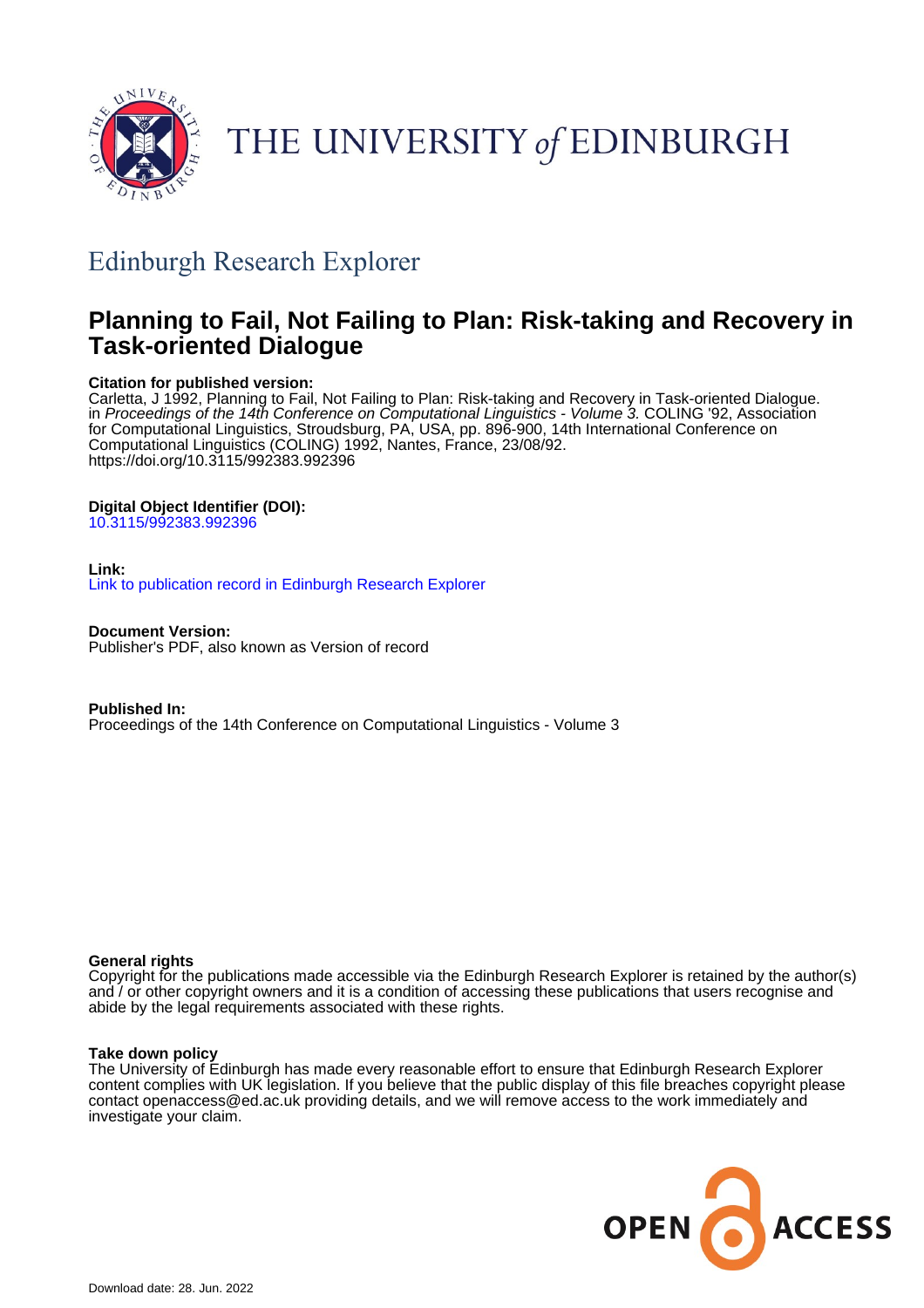# THE UNIVERSITY *of* EDINBURGH

## Edinburgh Research Explorer

# Planning to Fail, Not Failing to Plan: Risk-taking and Recovery in Task-oriented Dialogue

**Citation for published version:**
Carletta, J 1992, Planning to Fail, Not Failing to Plan: Risk-taking and Recovery in Task-oriented Dialogue. in *Proceedings of the 14th Conference on Computational Linguistics - Volume 3.* COLING '92, Association for Computational Linguistics, Stroudsburg, PA, USA, pp. 896-900, 14th International Conference on Computational Linguistics (COLING) 1992, Nantes, France, 23/08/92.
https://doi.org/10.3115/992383.992396

**Digital Object Identifier (DOI):**
10.3115/992383.992396

**Link:**
Link to publication record in Edinburgh Research Explorer

**Document Version:**
Publisher's PDF, also known as Version of record

**Published In:**
Proceedings of the 14th Conference on Computational Linguistics - Volume 3

**General rights**
Copyright for the publications made accessible via the Edinburgh Research Explorer is retained by the author(s) and / or other copyright owners and it is a condition of accessing these publications that users recognise and abide by the legal requirements associated with these rights.

**Take down policy**
The University of Edinburgh has made every reasonable effort to ensure that Edinburgh Research Explorer content complies with UK legislation. If you believe that the public display of this file breaches copyright please contact openaccess@ed.ac.uk providing details, and we will remove access to the work immediately and investigate your claim.

OPEN ACCESS

Download date: 28. Jun. 2022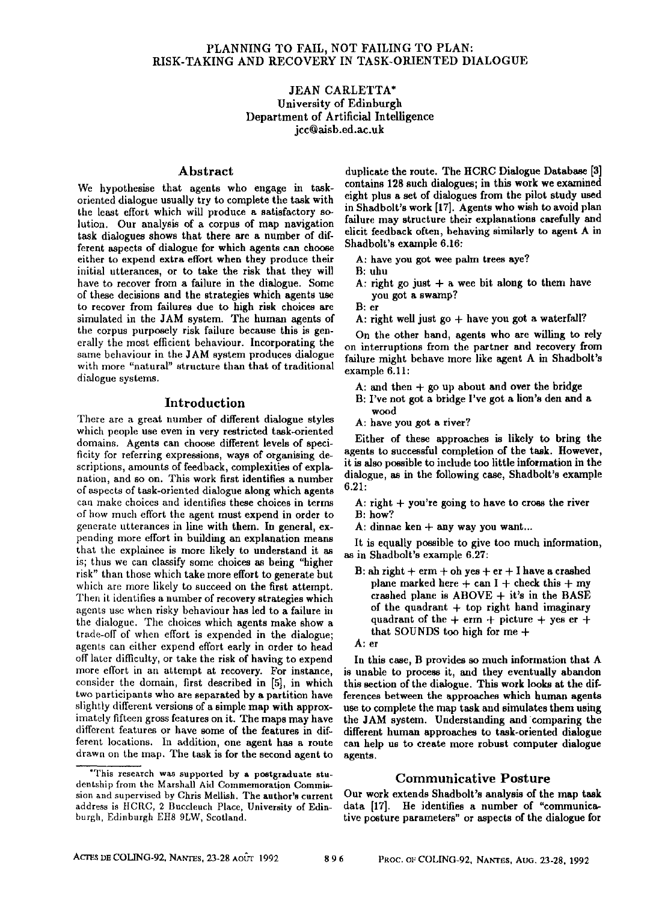# PLANNING TO FAIL, NOT FAILING TO PLAN: RISK-TAKING AND RECOVERY IN TASK-ORIENTED DIALOGUE

JEAN CARLETTA*
University of Edinburgh
Department of Artificial Intelligence
jcc@aisb.ed.ac.uk

## Abstract

We hypothesise that agents who engage in task-oriented dialogue usually try to complete the task with the least effort which will produce a satisfactory solution. Our analysis of a corpus of map navigation task dialogues shows that there are a number of different aspects of dialogue for which agents can choose either to expend extra effort when they produce their initial utterances, or to take the risk that they will have to recover from a failure in the dialogue. Some of these decisions and the strategies which agents use to recover from failures due to high risk choices are simulated in the JAM system. The human agents of the corpus purposely risk failure because this is generally the most efficient behaviour. Incorporating the same behaviour in the JAM system produces dialogue with more "natural" structure than that of traditional dialogue systems.

## Introduction

There are a great number of different dialogue styles which people use even in very restricted task-oriented domains. Agents can choose different levels of specificity for referring expressions, ways of organising descriptions, amounts of feedback, complexities of explanation, and so on. This work first identifies a number of aspects of task-oriented dialogue along which agents can make choices and identifies these choices in terms of how much effort the agent must expend in order to generate utterances in line with them. In general, expending more effort in building an explanation means that the explainee is more likely to understand it as is; thus we can classify some choices as being "higher risk" than those which take more effort to generate but which are more likely to succeed on the first attempt. Then it identifies a number of recovery strategies which agents use when risky behaviour has led to a failure in the dialogue. The choices which agents make show a trade-off of when effort is expended in the dialogue; agents can either expend effort early in order to head off later difficulty, or take the risk of having to expend more effort in an attempt at recovery. For instance, consider the domain, first described in [5], in which two participants who are separated by a partition have slightly different versions of a simple map with approximately fifteen gross features on it. The maps may have different features or have some of the features in different locations. In addition, one agent has a route drawn on the map. The task is for the second agent to duplicate the route. The HCRC Dialogue Database [3] contains 128 such dialogues; in this work we examined eight plus a set of dialogues from the pilot study used in Shadbolt's work [17]. Agents who wish to avoid plan failure may structure their explanations carefully and elicit feedback often, behaving similarly to agent A in Shadbolt's example 6.16:

> A: have you got wee palm trees aye?
> B: uhu
> A: right go just + a wee bit along to them have you got a swamp?
> B: er
> A: right well just go + have you got a waterfall?

On the other hand, agents who are willing to rely on interruptions from the partner and recovery from failure might behave more like agent A in Shadbolt's example 6.11:

> A: and then + go up about and over the bridge
> B: I've not got a bridge I've got a lion's den and a wood
> A: have you got a river?

Either of these approaches is likely to bring the agents to successful completion of the task. However, it is also possible to include too little information in the dialogue, as in the following case, Shadbolt's example 6.21:

> A: right + you're going to have to cross the river
> B: how?
> A: dinnae ken + any way you want...

It is equally possible to give too much information, as in Shadbolt's example 6.27:

> B: ah right + erm + oh yes + er + I have a crashed plane marked here + can I + check this + my crashed plane is ABOVE + it's in the BASE of the quadrant + top right hand imaginary quadrant of the + erm + picture + yes er + that SOUNDS too high for me +
> A: er

In this case, B provides so much information that A is unable to process it, and they eventually abandon this section of the dialogue. This work looks at the differences between the approaches which human agents use to complete the map task and simulates them using the JAM system. Understanding and comparing the different human approaches to task-oriented dialogue can help us to create more robust computer dialogue agents.

## Communicative Posture

Our work extends Shadbolt's analysis of the map task data [17]. He identifies a number of "communicative posture parameters" or aspects of the dialogue for

*This research was supported by a postgraduate studentship from the Marshall Aid Commemoration Commission and supervised by Chris Mellish. The author's current address is HCRC, 2 Buccleuch Place, University of Edinburgh, Edinburgh EH8 9LW, Scotland.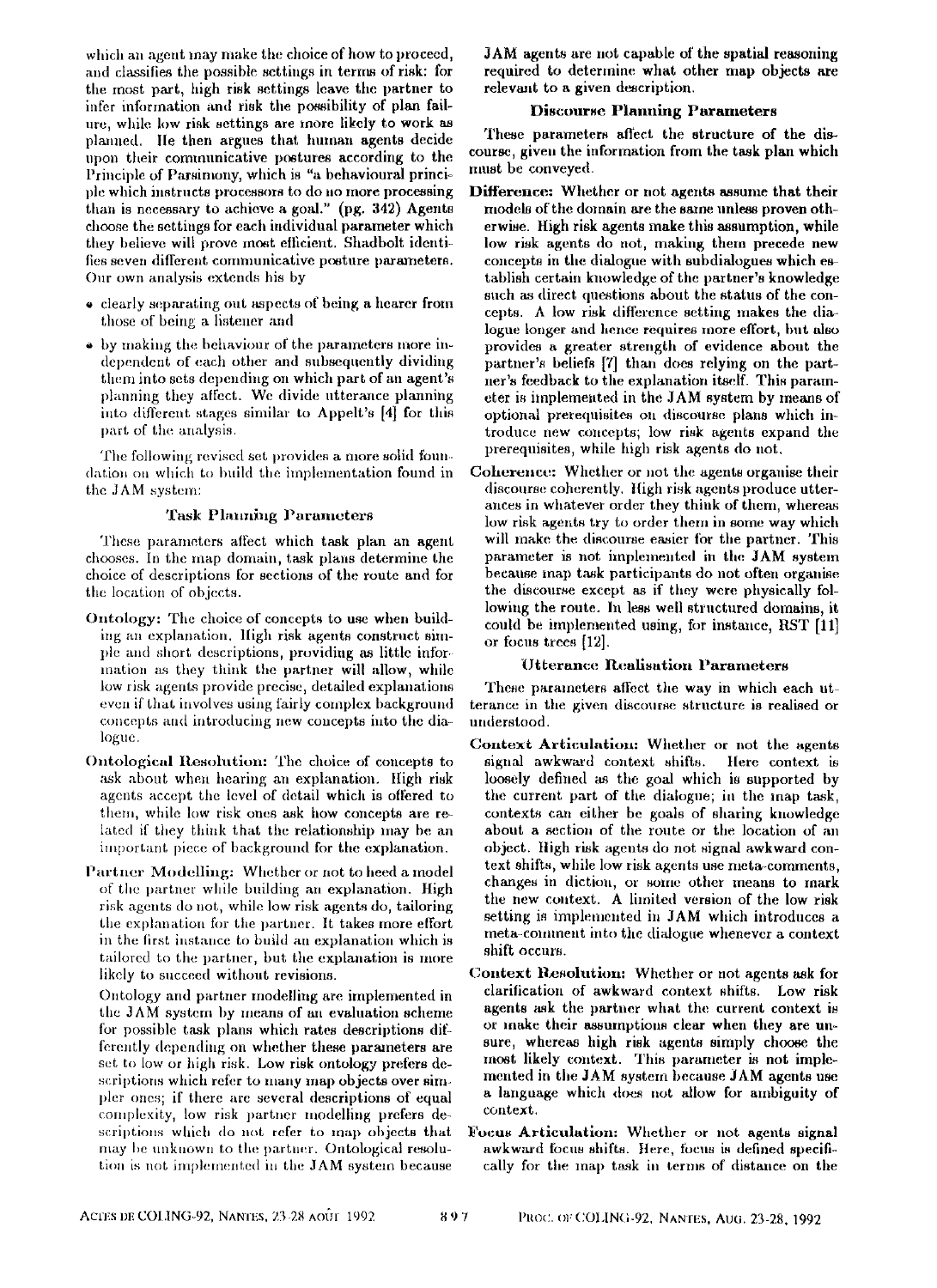which an agent may make the choice of how to proceed, and classifies the possible settings in terms of risk: for the most part, high risk settings leave the partner to infer information and risk the possibility of plan failure, while low risk settings are more likely to work as planned. He then argues that human agents decide upon their communicative postures according to the Principle of Parsimony, which is "a behavioural principle which instructs processors to do no more processing than is necessary to achieve a goal." (pg. 342) Agents choose the settings for each individual parameter which they believe will prove most efficient. Shadbolt identifies seven different communicative posture parameters. Our own analysis extends his by

- clearly separating out aspects of being a hearer from those of being a listener and
- by making the behaviour of the parameters more independent of each other and subsequently dividing them into sets depending on which part of an agent's planning they affect. We divide utterance planning into different stages similar to Appelt's [4] for this part of the analysis.

The following revised set provides a more solid foundation on which to build the implementation found in the JAM system:

### Task Planning Parameters

These parameters affect which task plan an agent chooses. In the map domain, task plans determine the choice of descriptions for sections of the route and for the location of objects.

**Ontology:** The choice of concepts to use when building an explanation. High risk agents construct simple and short descriptions, providing as little information as they think the partner will allow, while low risk agents provide precise, detailed explanations even if that involves using fairly complex background concepts and introducing new concepts into the dialogue.

**Ontological Resolution:** The choice of concepts to ask about when hearing an explanation. High risk agents accept the level of detail which is offered to them, while low risk ones ask how concepts are related if they think that the relationship may be an important piece of background for the explanation.

**Partner Modelling:** Whether or not to heed a model of the partner while building an explanation. High risk agents do not, while low risk agents do, tailoring the explanation for the partner. It takes more effort in the first instance to build an explanation which is tailored to the partner, but the explanation is more likely to succeed without revisions.

Ontology and partner modelling are implemented in the JAM system by means of an evaluation scheme for possible task plans which rates descriptions differently depending on whether these parameters are set to low or high risk. Low risk ontology prefers descriptions which refer to many map objects over simpler ones; if there are several descriptions of equal complexity, low risk partner modelling prefers descriptions which do not refer to map objects that may be unknown to the partner. Ontological resolution is not implemented in the JAM system because JAM agents are not capable of the spatial reasoning required to determine what other map objects are relevant to a given description.

### Discourse Planning Parameters

These parameters affect the structure of the discourse, given the information from the task plan which must be conveyed.

**Difference:** Whether or not agents assume that their models of the domain are the same unless proven otherwise. High risk agents make this assumption, while low risk agents do not, making them precede new concepts in the dialogue with subdialogues which establish certain knowledge of the partner's knowledge such as direct questions about the status of the concepts. A low risk difference setting makes the dialogue longer and hence requires more effort, but also provides a greater strength of evidence about the partner's beliefs [7] than does relying on the partner's feedback to the explanation itself. This parameter is implemented in the JAM system by means of optional prerequisites on discourse plans which introduce new concepts; low risk agents expand the prerequisites, while high risk agents do not.

**Coherence:** Whether or not the agents organise their discourse coherently. High risk agents produce utterances in whatever order they think of them, whereas low risk agents try to order them in some way which will make the discourse easier for the partner. This parameter is not implemented in the JAM system because map task participants do not often organise the discourse except as if they were physically following the route. In less well structured domains, it could be implemented using, for instance, RST [11] or focus trees [12].

### Utterance Realisation Parameters

These parameters affect the way in which each utterance in the given discourse structure is realised or understood.

**Context Articulation:** Whether or not the agents signal awkward context shifts. Here context is loosely defined as the goal which is supported by the current part of the dialogue; in the map task, contexts can either be goals of sharing knowledge about a section of the route or the location of an object. High risk agents do not signal awkward context shifts, while low risk agents use meta-comments, changes in diction, or some other means to mark the new context. A limited version of the low risk setting is implemented in JAM which introduces a meta-comment into the dialogue whenever a context shift occurs.

**Context Resolution:** Whether or not agents ask for clarification of awkward context shifts. Low risk agents ask the partner what the current context is or make their assumptions clear when they are unsure, whereas high risk agents simply choose the most likely context. This parameter is not implemented in the JAM system because JAM agents use a language which does not allow for ambiguity of context.

**Focus Articulation:** Whether or not agents signal awkward focus shifts. Here, focus is defined specifically for the map task in terms of distance on the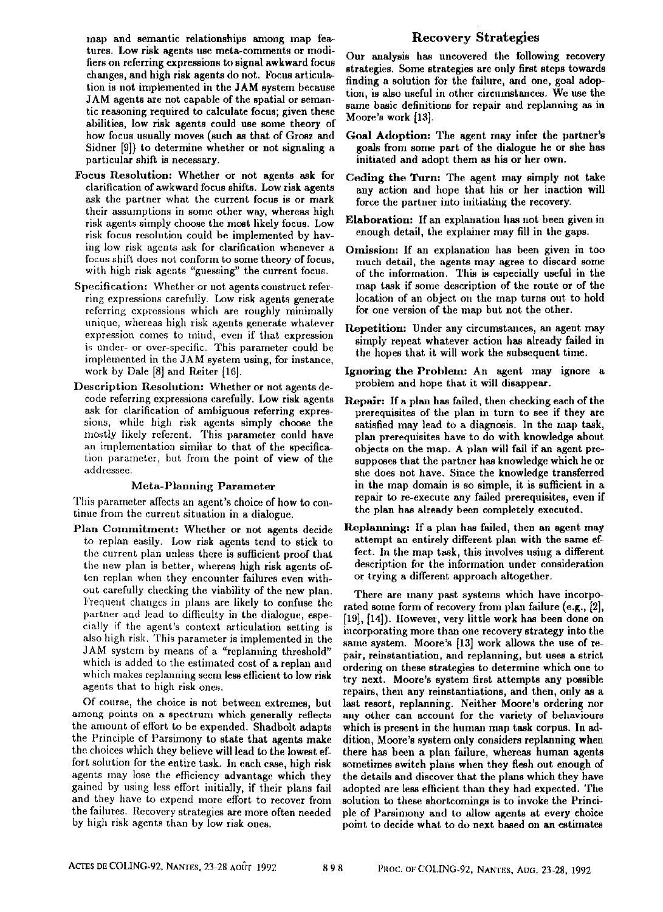map and semantic relationships among map features. Low risk agents use meta-comments or modifiers on referring expressions to signal awkward focus changes, and high risk agents do not. Focus articulation is not implemented in the JAM system because JAM agents are not capable of the spatial or semantic reasoning required to calculate focus; given these abilities, low risk agents could use some theory of how focus usually moves (such as that of Grosz and Sidner [9]) to determine whether or not signaling a particular shift is necessary.

**Focus Resolution:** Whether or not agents ask for clarification of awkward focus shifts. Low risk agents ask the partner what the current focus is or mark their assumptions in some other way, whereas high risk agents simply choose the most likely focus. Low risk focus resolution could be implemented by having low risk agents ask for clarification whenever a focus shift does not conform to some theory of focus, with high risk agents "guessing" the current focus.

**Specification:** Whether or not agents construct referring expressions carefully. Low risk agents generate referring expressions which are roughly minimally unique, whereas high risk agents generate whatever expression comes to mind, even if that expression is under- or over-specific. This parameter could be implemented in the JAM system using, for instance, work by Dale [8] and Reiter [16].

**Description Resolution:** Whether or not agents decode referring expressions carefully. Low risk agents ask for clarification of ambiguous referring expressions, while high risk agents simply choose the mostly likely referent. This parameter could have an implementation similar to that of the specification parameter, but from the point of view of the addressee.

### Meta-Planning Parameter

This parameter affects an agent's choice of how to continue from the current situation in a dialogue.

**Plan Commitment:** Whether or not agents decide to replan easily. Low risk agents tend to stick to the current plan unless there is sufficient proof that the new plan is better, whereas high risk agents often replan when they encounter failures even without carefully checking the viability of the new plan. Frequent changes in plans are likely to confuse the partner and lead to difficulty in the dialogue, especially if the agent's context articulation setting is also high risk. This parameter is implemented in the JAM system by means of a "replanning threshold" which is added to the estimated cost of a replan and which makes replanning seem less efficient to low risk agents that to high risk ones.

Of course, the choice is not between extremes, but among points on a spectrum which generally reflects the amount of effort to be expended. Shadbolt adapts the Principle of Parsimony to state that agents make the choices which they believe will lead to the lowest effort solution for the entire task. In each case, high risk agents may lose the efficiency advantage which they gained by using less effort initially, if their plans fail and they have to expend more effort to recover from the failures. Recovery strategies are more often needed by high risk agents than by low risk ones.

## Recovery Strategies

Our analysis has uncovered the following recovery strategies. Some strategies are only first steps towards finding a solution for the failure, and one, goal adoption, is also useful in other circumstances. We use the same basic definitions for repair and replanning as in Moore's work [13].

**Goal Adoption:** The agent may infer the partner's goals from some part of the dialogue he or she has initiated and adopt them as his or her own.

**Ceding the Turn:** The agent may simply not take any action and hope that his or her inaction will force the partner into initiating the recovery.

**Elaboration:** If an explanation has not been given in enough detail, the explainer may fill in the gaps.

**Omission:** If an explanation has been given in too much detail, the agents may agree to discard some of the information. This is especially useful in the map task if some description of the route or of the location of an object on the map turns out to hold for one version of the map but not the other.

**Repetition:** Under any circumstances, an agent may simply repeat whatever action has already failed in the hopes that it will work the subsequent time.

**Ignoring the Problem:** An agent may ignore a problem and hope that it will disappear.

**Repair:** If a plan has failed, then checking each of the prerequisites of the plan in turn to see if they are satisfied may lead to a diagnosis. In the map task, plan prerequisites have to do with knowledge about objects on the map. A plan will fail if an agent presupposes that the partner has knowledge which he or she does not have. Since the knowledge transferred in the map domain is so simple, it is sufficient in a repair to re-execute any failed prerequisites, even if the plan has already been completely executed.

**Replanning:** If a plan has failed, then an agent may attempt an entirely different plan with the same effect. In the map task, this involves using a different description for the information under consideration or trying a different approach altogether.

There are many past systems which have incorporated some form of recovery from plan failure (e.g., [2], [19], [14]). However, very little work has been done on incorporating more than one recovery strategy into the same system. Moore's [13] work allows the use of repair, reinstantiation, and replanning, but uses a strict ordering on these strategies to determine which one to try next. Moore's system first attempts any possible repairs, then any reinstantiations, and then, only as a last resort, replanning. Neither Moore's ordering nor any other can account for the variety of behaviours which is present in the human map task corpus. In addition, Moore's system only considers replanning when there has been a plan failure, whereas human agents sometimes switch plans when they flesh out enough of the details and discover that the plans which they have adopted are less efficient than they had expected. The solution to these shortcomings is to invoke the Principle of Parsimony and to allow agents at every choice point to decide what to do next based on an estimates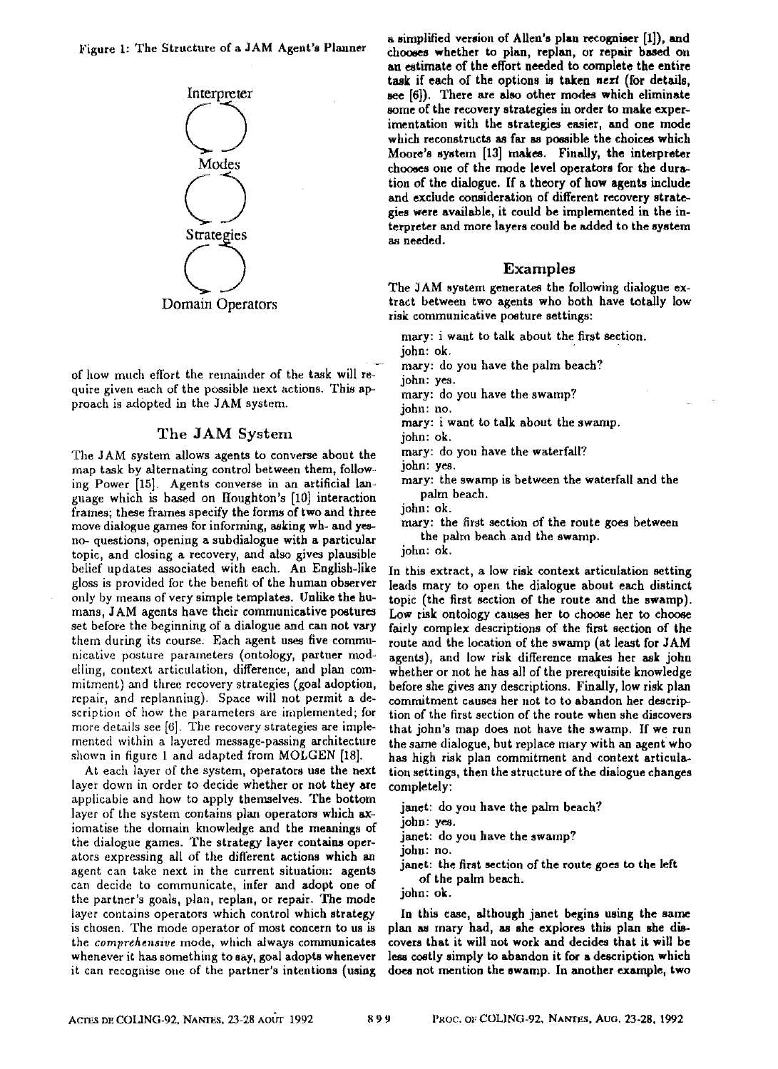Figure 1: The Structure of a JAM Agent's Planner

of how much effort the remainder of the task will require given each of the possible next actions. This approach is adopted in the JAM system.

## The JAM System

The JAM system allows agents to converse about the map task by alternating control between them, following Power [15]. Agents converse in an artificial language which is based on Houghton's [10] interaction frames; these frames specify the forms of two and three move dialogue games for informing, asking wh- and yes-no- questions, opening a subdialogue with a particular topic, and closing a recovery, and also gives plausible belief updates associated with each. An English-like gloss is provided for the benefit of the human observer only by means of very simple templates. Unlike the humans, JAM agents have their communicative postures set before the beginning of a dialogue and can not vary them during its course. Each agent uses five communicative posture parameters (ontology, partner modelling, context articulation, difference, and plan commitment) and three recovery strategies (goal adoption, repair, and replanning). Space will not permit a description of how the parameters are implemented; for more details see [6]. The recovery strategies are implemented within a layered message-passing architecture shown in figure 1 and adapted from MOLGEN [18].

At each layer of the system, operators use the next layer down in order to decide whether or not they are applicable and how to apply themselves. The bottom layer of the system contains plan operators which axiomatise the domain knowledge and the meanings of the dialogue games. The strategy layer contains operators expressing all of the different actions which an agent can take next in the current situation: agents can decide to communicate, infer and adopt one of the partner's goals, plan, replan, or repair. The mode layer contains operators which control which strategy is chosen. The mode operator of most concern to us is the *comprehensive* mode, which always communicates whenever it has something to say, goal adopts whenever it can recognise one of the partner's intentions (using a simplified version of Allen's plan recogniser [1]), and chooses whether to plan, replan, or repair based on an estimate of the effort needed to complete the entire task if each of the options is taken *next* (for details, see [6]). There are also other modes which eliminate some of the recovery strategies in order to make experimentation with the strategies easier, and one mode which reconstructs as far as possible the choices which Moore's system [13] makes. Finally, the interpreter chooses one of the mode level operators for the duration of the dialogue. If a theory of how agents include and exclude consideration of different recovery strategies were available, it could be implemented in the interpreter and more layers could be added to the system as needed.

## Examples

The JAM system generates the following dialogue extract between two agents who both have totally low risk communicative posture settings:

mary: i want to talk about the first section.
john: ok.
mary: do you have the palm beach?
john: yes.
mary: do you have the swamp?
john: no.
mary: i want to talk about the swamp.
john: ok.
mary: do you have the waterfall?
john: yes.
mary: the swamp is between the waterfall and the palm beach.
john: ok.
mary: the first section of the route goes between the palm beach and the swamp.
john: ok.

In this extract, a low risk context articulation setting leads mary to open the dialogue about each distinct topic (the first section of the route and the swamp). Low risk ontology causes her to choose her to choose fairly complex descriptions of the first section of the route and the location of the swamp (at least for JAM agents), and low risk difference makes her ask john whether or not he has all of the prerequisite knowledge before she gives any descriptions. Finally, low risk plan commitment causes her not to to abandon her description of the first section of the route when she discovers that john's map does not have the swamp. If we run the same dialogue, but replace mary with an agent who has high risk plan commitment and context articulation settings, then the structure of the dialogue changes completely:

janet: do you have the palm beach?
john: yes.
janet: do you have the swamp?
john: no.
janet: the first section of the route goes to the left of the palm beach.
john: ok.

In this case, although janet begins using the same plan as mary had, as she explores this plan she discovers that it will not work and decides that it will be less costly simply to abandon it for a description which does not mention the swamp. In another example, two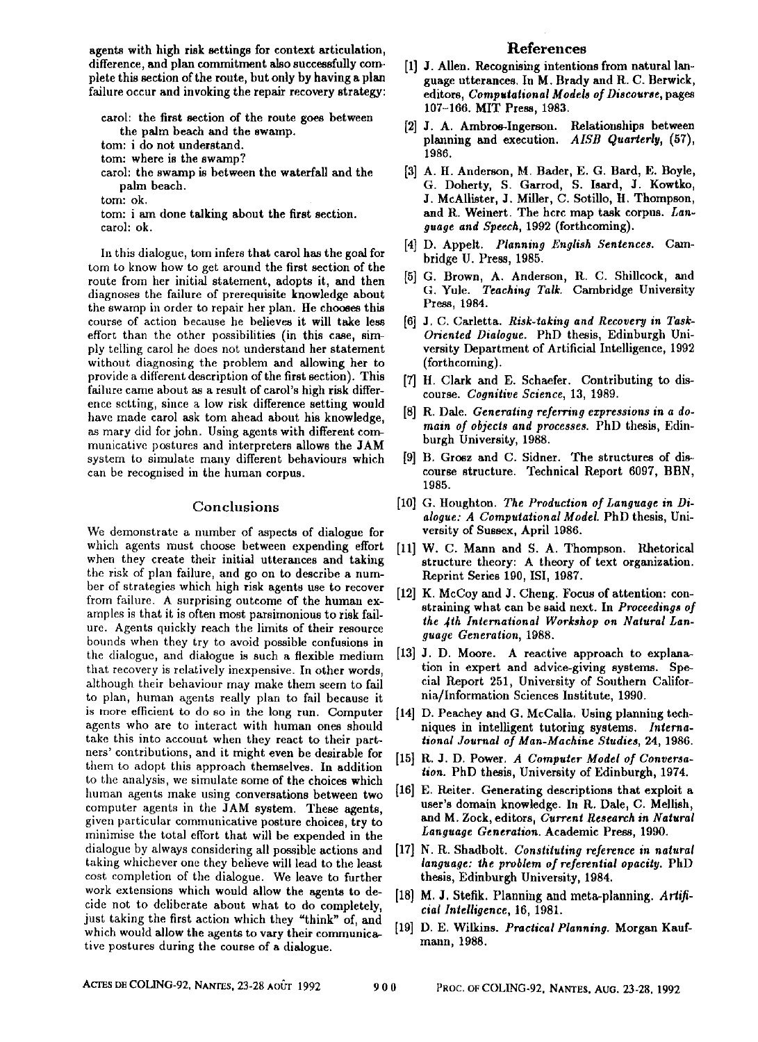agents with high risk settings for context articulation, difference, and plan commitment also successfully complete this section of the route, but only by having a plan failure occur and invoking the repair recovery strategy:

carol: the first section of the route goes between the palm beach and the swamp.
tom: i do not understand.
tom: where is the swamp?
carol: the swamp is between the waterfall and the palm beach.
tom: ok.
tom: i am done talking about the first section.
carol: ok.

In this dialogue, tom infers that carol has the goal for tom to know how to get around the first section of the route from her initial statement, adopts it, and then diagnoses the failure of prerequisite knowledge about the swamp in order to repair her plan. He chooses this course of action because he believes it will take less effort than the other possibilities (in this case, simply telling carol he does not understand her statement without diagnosing the problem and allowing her to provide a different description of the first section). This failure came about as a result of carol's high risk difference setting, since a low risk difference setting would have made carol ask tom ahead about his knowledge, as mary did for john. Using agents with different communicative postures and interpreters allows the JAM system to simulate many different behaviours which can be recognised in the human corpus.

## Conclusions

We demonstrate a number of aspects of dialogue for which agents must choose between expending effort when they create their initial utterances and taking the risk of plan failure, and go on to describe a number of strategies which high risk agents use to recover from failure. A surprising outcome of the human examples is that it is often most parsimonious to risk failure. Agents quickly reach the limits of their resource bounds when they try to avoid possible confusions in the dialogue, and dialogue is such a flexible medium that recovery is relatively inexpensive. In other words, although their behaviour may make them seem to fail to plan, human agents really plan to fail because it is more efficient to do so in the long run. Computer agents who are to interact with human ones should take this into account when they react to their partners' contributions, and it might even be desirable for them to adopt this approach themselves. In addition to the analysis, we simulate some of the choices which human agents make using conversations between two computer agents in the JAM system. These agents, given particular communicative posture choices, try to minimise the total effort that will be expended in the dialogue by always considering all possible actions and taking whichever one they believe will lead to the least cost completion of the dialogue. We leave to further work extensions which would allow the agents to decide not to deliberate about what to do completely, just taking the first action which they "think" of, and which would allow the agents to vary their communicative postures during the course of a dialogue.

## References

[1] J. Allen. Recognising intentions from natural language utterances. In M. Brady and R. C. Berwick, editors, *Computational Models of Discourse*, pages 107–166. MIT Press, 1983.

[2] J. A. Ambros-Ingerson. Relationships between planning and execution. *AISB Quarterly*, (57), 1986.

[3] A. H. Anderson, M. Bader, E. G. Bard, E. Boyle, G. Doherty, S. Garrod, S. Isard, J. Kowtko, J. McAllister, J. Miller, C. Sotillo, H. Thompson, and R. Weinert. The hcrc map task corpus. *Language and Speech*, 1992 (forthcoming).

[4] D. Appelt. *Planning English Sentences*. Cambridge U. Press, 1985.

[5] G. Brown, A. Anderson, R. C. Shillcock, and G. Yule. *Teaching Talk*. Cambridge University Press, 1984.

[6] J. C. Carletta. *Risk-taking and Recovery in Task-Oriented Dialogue*. PhD thesis, Edinburgh University Department of Artificial Intelligence, 1992 (forthcoming).

[7] H. Clark and E. Schaefer. Contributing to discourse. *Cognitive Science*, 13, 1989.

[8] R. Dale. *Generating referring expressions in a domain of objects and processes*. PhD thesis, Edinburgh University, 1988.

[9] B. Grosz and C. Sidner. The structures of discourse structure. Technical Report 6097, BBN, 1985.

[10] G. Houghton. *The Production of Language in Dialogue: A Computational Model*. PhD thesis, University of Sussex, April 1986.

[11] W. C. Mann and S. A. Thompson. Rhetorical structure theory: A theory of text organization. Reprint Series 190, ISI, 1987.

[12] K. McCoy and J. Cheng. Focus of attention: constraining what can be said next. In *Proceedings of the 4th International Workshop on Natural Language Generation*, 1988.

[13] J. D. Moore. A reactive approach to explanation in expert and advice-giving systems. Special Report 251, University of Southern California/Information Sciences Institute, 1990.

[14] D. Peachey and G. McCalla. Using planning techniques in intelligent tutoring systems. *International Journal of Man-Machine Studies*, 24, 1986.

[15] R. J. D. Power. *A Computer Model of Conversation*. PhD thesis, University of Edinburgh, 1974.

[16] E. Reiter. Generating descriptions that exploit a user's domain knowledge. In R. Dale, C. Mellish, and M. Zock, editors, *Current Research in Natural Language Generation*. Academic Press, 1990.

[17] N. R. Shadbolt. *Constituting reference in natural language: the problem of referential opacity*. PhD thesis, Edinburgh University, 1984.

[18] M. J. Stefik. Planning and meta-planning. *Artificial Intelligence*, 16, 1981.

[19] D. E. Wilkins. *Practical Planning*. Morgan Kaufmann, 1988.